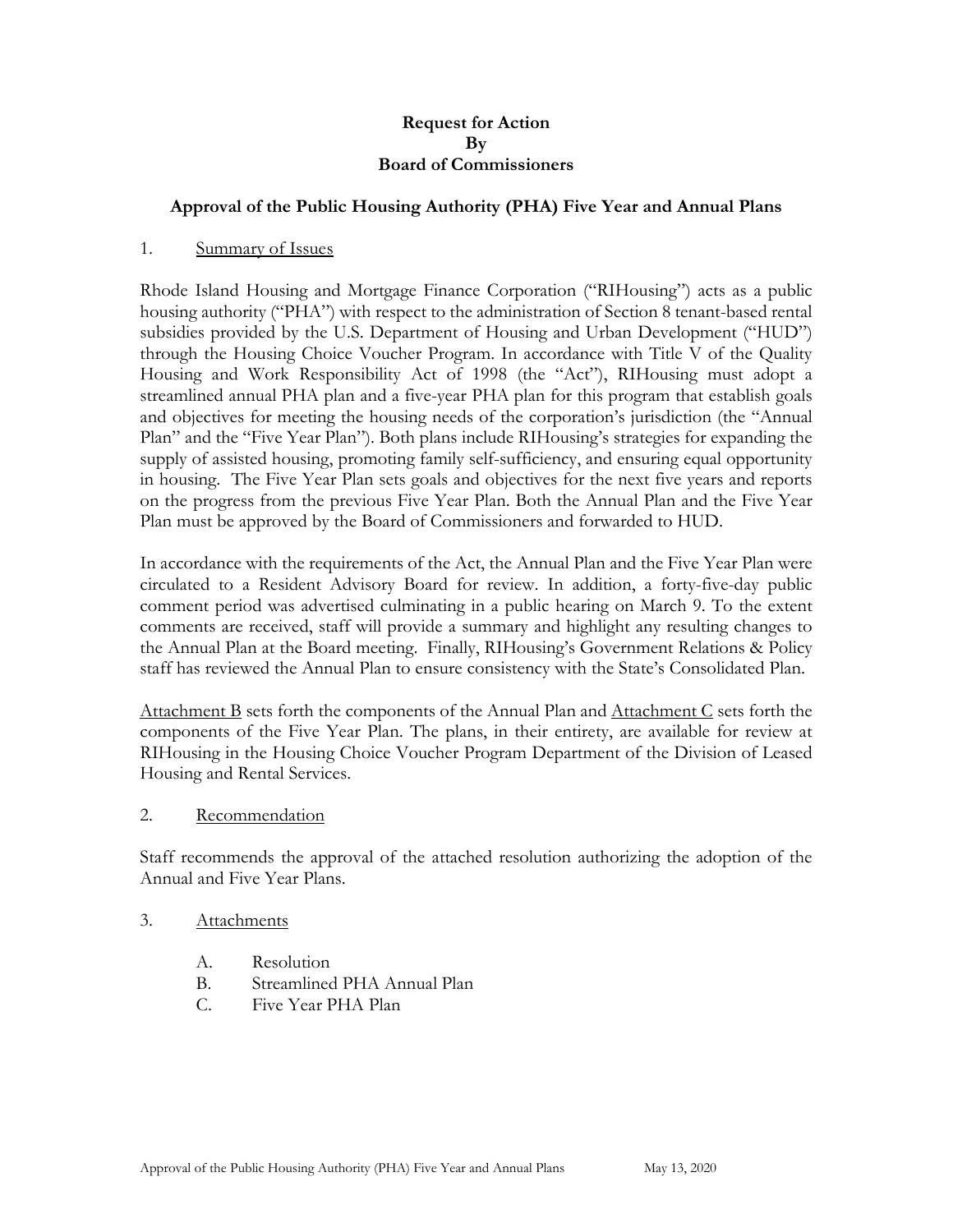**Request for Action**
**By**
**Board of Commissioners**

## Approval of the Public Housing Authority (PHA) Five Year and Annual Plans

1. Summary of Issues

Rhode Island Housing and Mortgage Finance Corporation ("RIHousing") acts as a public housing authority ("PHA") with respect to the administration of Section 8 tenant-based rental subsidies provided by the U.S. Department of Housing and Urban Development ("HUD") through the Housing Choice Voucher Program. In accordance with Title V of the Quality Housing and Work Responsibility Act of 1998 (the "Act"), RIHousing must adopt a streamlined annual PHA plan and a five-year PHA plan for this program that establish goals and objectives for meeting the housing needs of the corporation's jurisdiction (the "Annual Plan" and the "Five Year Plan"). Both plans include RIHousing's strategies for expanding the supply of assisted housing, promoting family self-sufficiency, and ensuring equal opportunity in housing. The Five Year Plan sets goals and objectives for the next five years and reports on the progress from the previous Five Year Plan. Both the Annual Plan and the Five Year Plan must be approved by the Board of Commissioners and forwarded to HUD.

In accordance with the requirements of the Act, the Annual Plan and the Five Year Plan were circulated to a Resident Advisory Board for review. In addition, a forty-five-day public comment period was advertised culminating in a public hearing on March 9. To the extent comments are received, staff will provide a summary and highlight any resulting changes to the Annual Plan at the Board meeting. Finally, RIHousing's Government Relations & Policy staff has reviewed the Annual Plan to ensure consistency with the State's Consolidated Plan.

Attachment B sets forth the components of the Annual Plan and Attachment C sets forth the components of the Five Year Plan. The plans, in their entirety, are available for review at RIHousing in the Housing Choice Voucher Program Department of the Division of Leased Housing and Rental Services.

2. Recommendation

Staff recommends the approval of the attached resolution authorizing the adoption of the Annual and Five Year Plans.

3. Attachments

   A. Resolution
   B. Streamlined PHA Annual Plan
   C. Five Year PHA Plan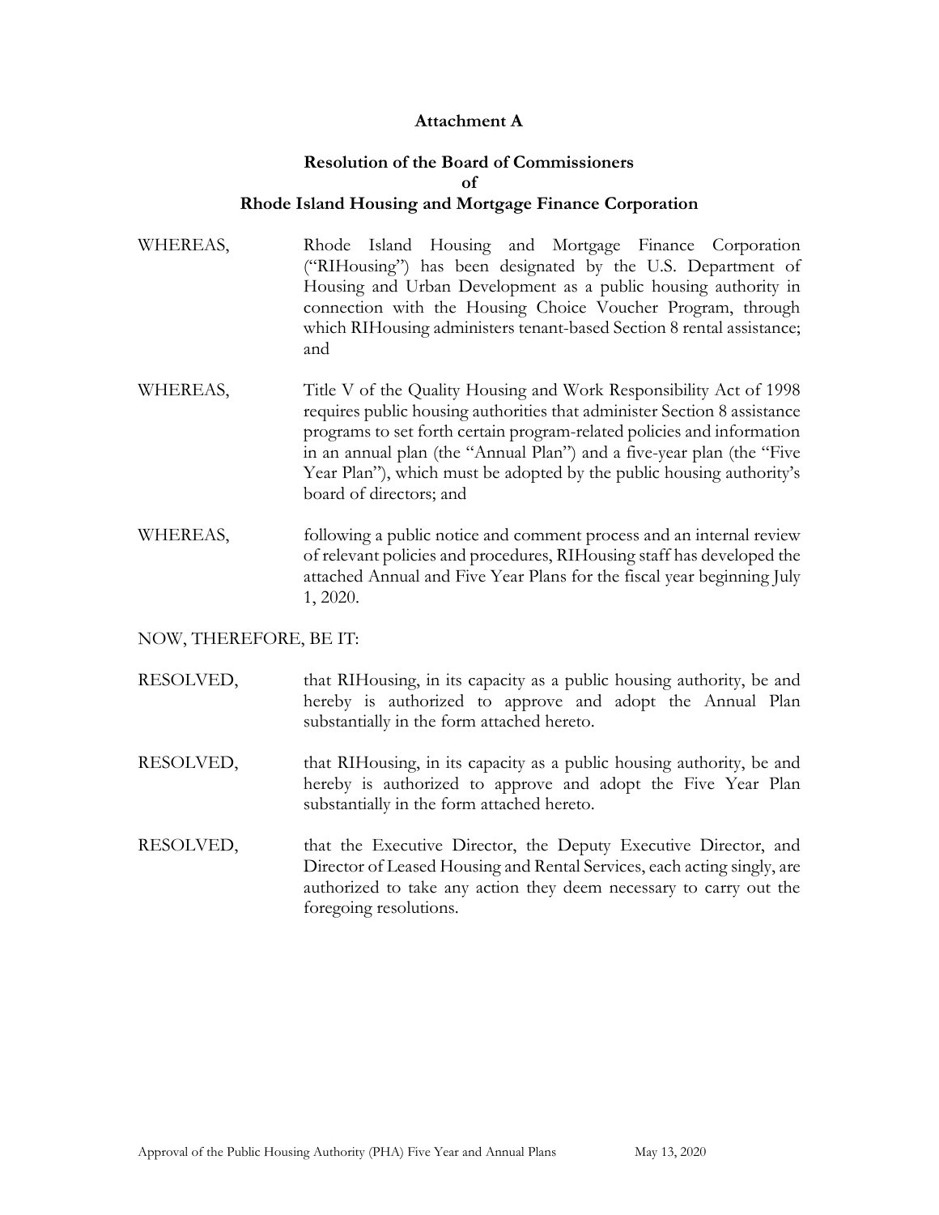**Attachment A**

**Resolution of the Board of Commissioners**
**of**
**Rhode Island Housing and Mortgage Finance Corporation**

WHEREAS, Rhode Island Housing and Mortgage Finance Corporation ("RIHousing") has been designated by the U.S. Department of Housing and Urban Development as a public housing authority in connection with the Housing Choice Voucher Program, through which RIHousing administers tenant-based Section 8 rental assistance; and

WHEREAS, Title V of the Quality Housing and Work Responsibility Act of 1998 requires public housing authorities that administer Section 8 assistance programs to set forth certain program-related policies and information in an annual plan (the "Annual Plan") and a five-year plan (the "Five Year Plan"), which must be adopted by the public housing authority's board of directors; and

WHEREAS, following a public notice and comment process and an internal review of relevant policies and procedures, RIHousing staff has developed the attached Annual and Five Year Plans for the fiscal year beginning July 1, 2020.

NOW, THEREFORE, BE IT:

RESOLVED, that RIHousing, in its capacity as a public housing authority, be and hereby is authorized to approve and adopt the Annual Plan substantially in the form attached hereto.

RESOLVED, that RIHousing, in its capacity as a public housing authority, be and hereby is authorized to approve and adopt the Five Year Plan substantially in the form attached hereto.

RESOLVED, that the Executive Director, the Deputy Executive Director, and Director of Leased Housing and Rental Services, each acting singly, are authorized to take any action they deem necessary to carry out the foregoing resolutions.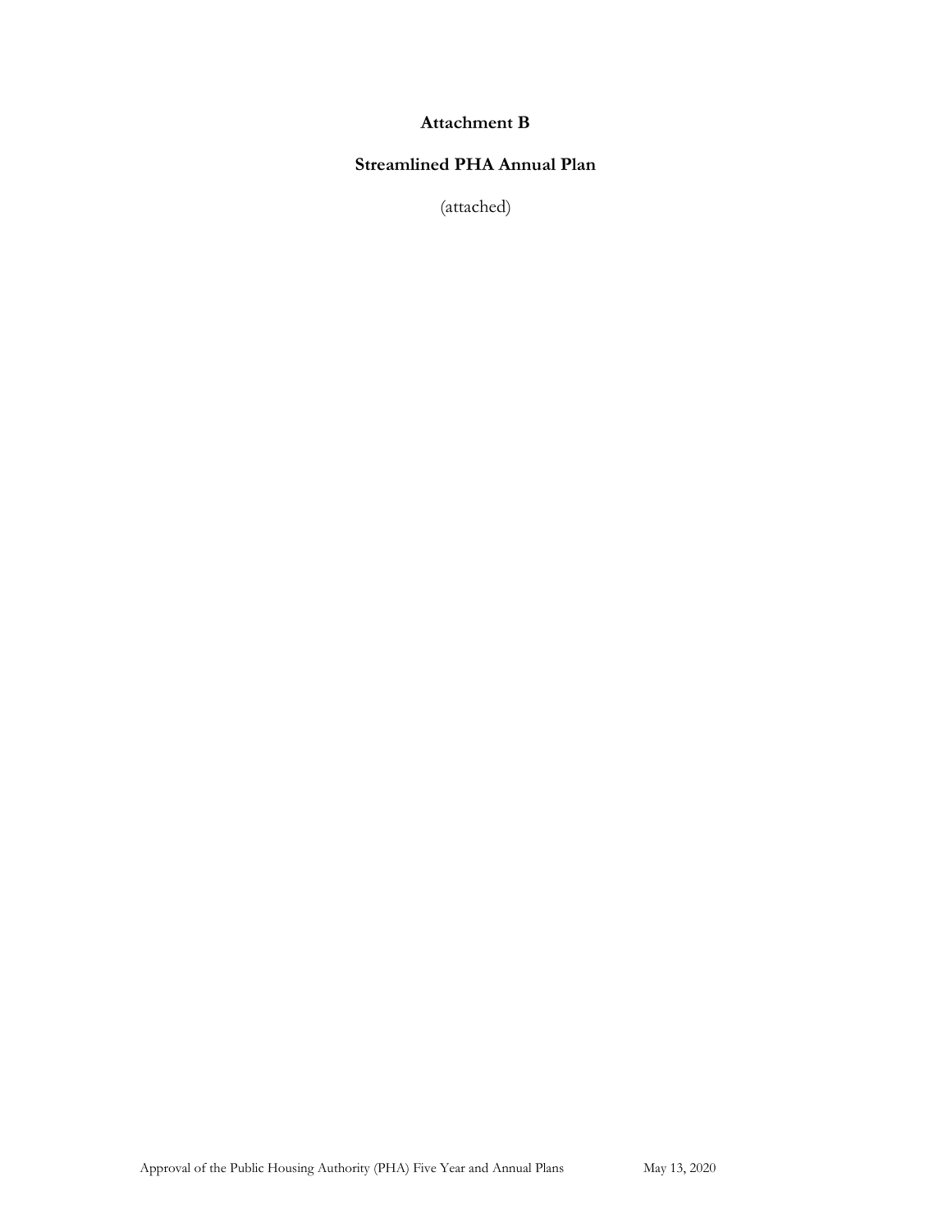# Attachment B

## Streamlined PHA Annual Plan

(attached)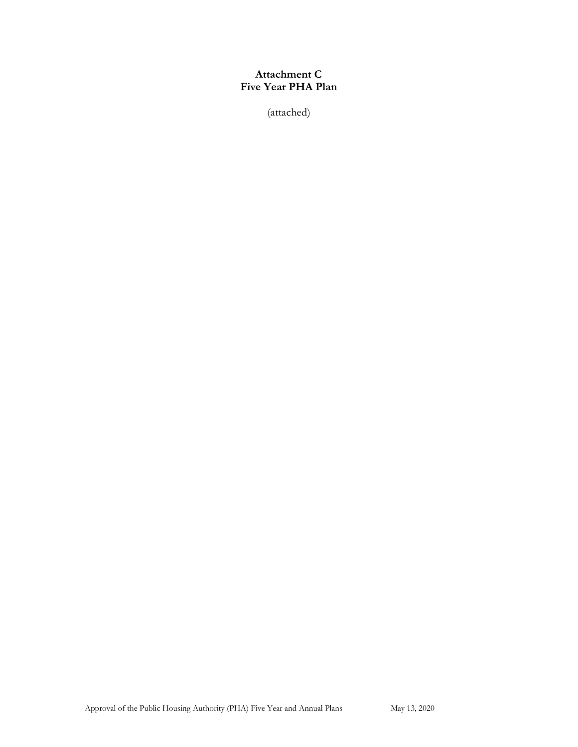# Attachment C
# Five Year PHA Plan

(attached)